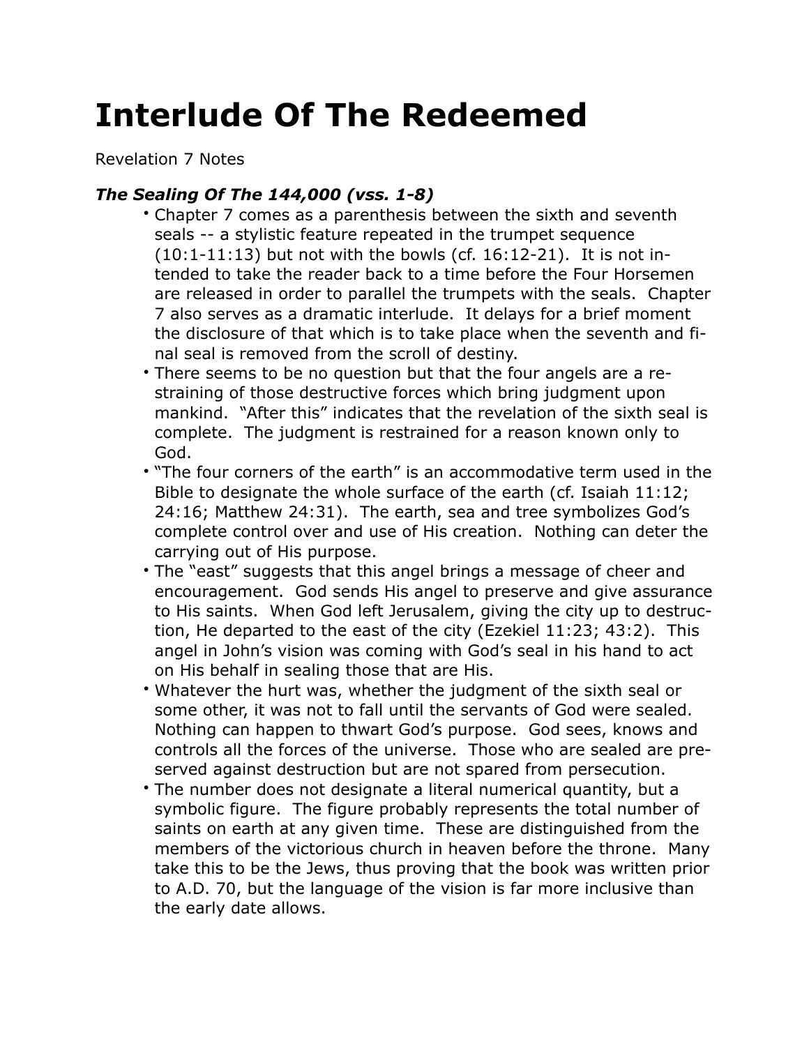# Interlude Of The Redeemed

Revelation 7 Notes

### *The Sealing Of The 144,000 (vss. 1-8)*

- Chapter 7 comes as a parenthesis between the sixth and seventh seals -- a stylistic feature repeated in the trumpet sequence (10:1-11:13) but not with the bowls (cf. 16:12-21). It is not intended to take the reader back to a time before the Four Horsemen are released in order to parallel the trumpets with the seals. Chapter 7 also serves as a dramatic interlude. It delays for a brief moment the disclosure of that which is to take place when the seventh and final seal is removed from the scroll of destiny.
- There seems to be no question but that the four angels are a restraining of those destructive forces which bring judgment upon mankind. "After this" indicates that the revelation of the sixth seal is complete. The judgment is restrained for a reason known only to God.
- "The four corners of the earth" is an accommodative term used in the Bible to designate the whole surface of the earth (cf. Isaiah 11:12; 24:16; Matthew 24:31). The earth, sea and tree symbolizes God's complete control over and use of His creation. Nothing can deter the carrying out of His purpose.
- The "east" suggests that this angel brings a message of cheer and encouragement. God sends His angel to preserve and give assurance to His saints. When God left Jerusalem, giving the city up to destruction, He departed to the east of the city (Ezekiel 11:23; 43:2). This angel in John's vision was coming with God's seal in his hand to act on His behalf in sealing those that are His.
- Whatever the hurt was, whether the judgment of the sixth seal or some other, it was not to fall until the servants of God were sealed. Nothing can happen to thwart God's purpose. God sees, knows and controls all the forces of the universe. Those who are sealed are preserved against destruction but are not spared from persecution.
- The number does not designate a literal numerical quantity, but a symbolic figure. The figure probably represents the total number of saints on earth at any given time. These are distinguished from the members of the victorious church in heaven before the throne. Many take this to be the Jews, thus proving that the book was written prior to A.D. 70, but the language of the vision is far more inclusive than the early date allows.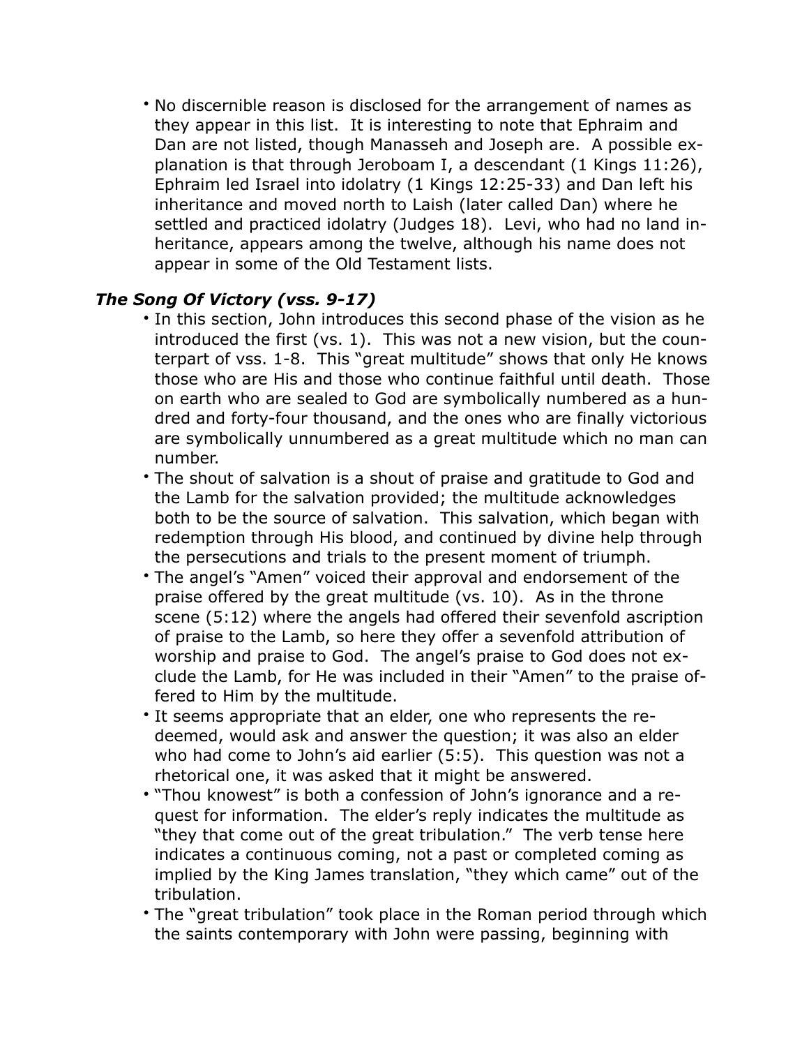- No discernible reason is disclosed for the arrangement of names as they appear in this list. It is interesting to note that Ephraim and Dan are not listed, though Manasseh and Joseph are. A possible explanation is that through Jeroboam I, a descendant (1 Kings 11:26), Ephraim led Israel into idolatry (1 Kings 12:25-33) and Dan left his inheritance and moved north to Laish (later called Dan) where he settled and practiced idolatry (Judges 18). Levi, who had no land inheritance, appears among the twelve, although his name does not appear in some of the Old Testament lists.

### *The Song Of Victory (vss. 9-17)*

- In this section, John introduces this second phase of the vision as he introduced the first (vs. 1). This was not a new vision, but the counterpart of vss. 1-8. This "great multitude" shows that only He knows those who are His and those who continue faithful until death. Those on earth who are sealed to God are symbolically numbered as a hundred and forty-four thousand, and the ones who are finally victorious are symbolically unnumbered as a great multitude which no man can number.
- The shout of salvation is a shout of praise and gratitude to God and the Lamb for the salvation provided; the multitude acknowledges both to be the source of salvation. This salvation, which began with redemption through His blood, and continued by divine help through the persecutions and trials to the present moment of triumph.
- The angel's "Amen" voiced their approval and endorsement of the praise offered by the great multitude (vs. 10). As in the throne scene (5:12) where the angels had offered their sevenfold ascription of praise to the Lamb, so here they offer a sevenfold attribution of worship and praise to God. The angel's praise to God does not exclude the Lamb, for He was included in their "Amen" to the praise offered to Him by the multitude.
- It seems appropriate that an elder, one who represents the redeemed, would ask and answer the question; it was also an elder who had come to John's aid earlier (5:5). This question was not a rhetorical one, it was asked that it might be answered.
- "Thou knowest" is both a confession of John's ignorance and a request for information. The elder's reply indicates the multitude as "they that come out of the great tribulation." The verb tense here indicates a continuous coming, not a past or completed coming as implied by the King James translation, "they which came" out of the tribulation.
- The "great tribulation" took place in the Roman period through which the saints contemporary with John were passing, beginning with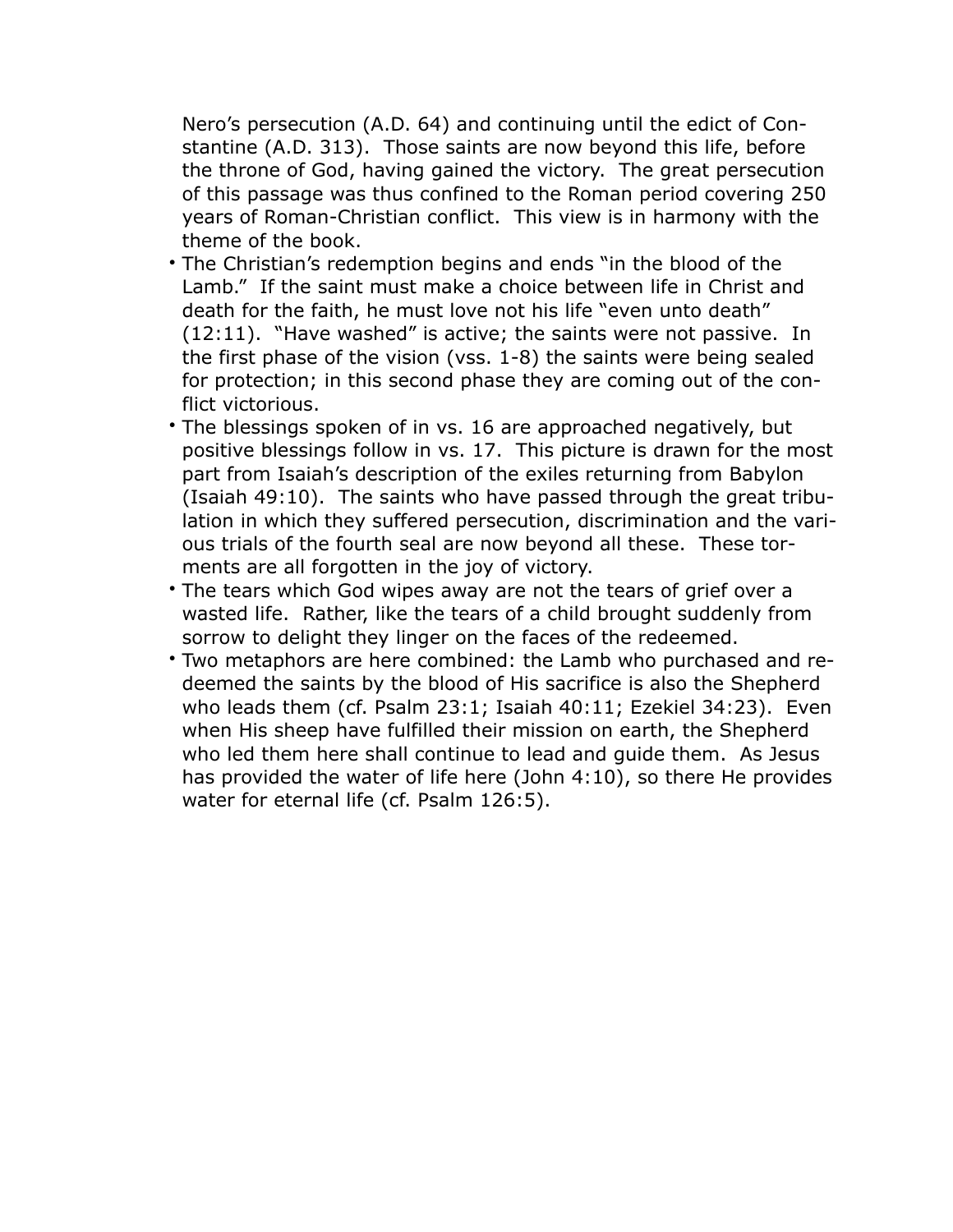Nero's persecution (A.D. 64) and continuing until the edict of Constantine (A.D. 313). Those saints are now beyond this life, before the throne of God, having gained the victory. The great persecution of this passage was thus confined to the Roman period covering 250 years of Roman-Christian conflict. This view is in harmony with the theme of the book.

- The Christian's redemption begins and ends "in the blood of the Lamb." If the saint must make a choice between life in Christ and death for the faith, he must love not his life "even unto death" (12:11). "Have washed" is active; the saints were not passive. In the first phase of the vision (vss. 1-8) the saints were being sealed for protection; in this second phase they are coming out of the conflict victorious.
- The blessings spoken of in vs. 16 are approached negatively, but positive blessings follow in vs. 17. This picture is drawn for the most part from Isaiah's description of the exiles returning from Babylon (Isaiah 49:10). The saints who have passed through the great tribulation in which they suffered persecution, discrimination and the various trials of the fourth seal are now beyond all these. These torments are all forgotten in the joy of victory.
- The tears which God wipes away are not the tears of grief over a wasted life. Rather, like the tears of a child brought suddenly from sorrow to delight they linger on the faces of the redeemed.
- Two metaphors are here combined: the Lamb who purchased and redeemed the saints by the blood of His sacrifice is also the Shepherd who leads them (cf. Psalm 23:1; Isaiah 40:11; Ezekiel 34:23). Even when His sheep have fulfilled their mission on earth, the Shepherd who led them here shall continue to lead and guide them. As Jesus has provided the water of life here (John 4:10), so there He provides water for eternal life (cf. Psalm 126:5).